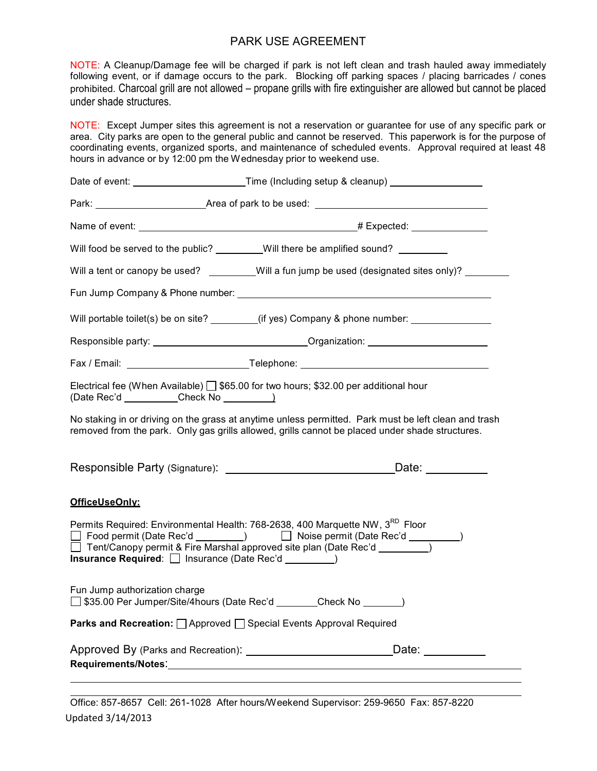# PARK USE AGREEMENT

NOTE: A Cleanup/Damage fee will be charged if park is not left clean and trash hauled away immediately following event, or if damage occurs to the park. Blocking off parking spaces / placing barricades / cones prohibited. Charcoal grill are not allowed – propane grills with fire extinguisher are allowed but cannot be placed under shade structures.

NOTE: Except Jumper sites this agreement is not a reservation or guarantee for use of any specific park or area. City parks are open to the general public and cannot be reserved. This paperwork is for the purpose of coordinating events, organized sports, and maintenance of scheduled events. Approval required at least 48 hours in advance or by 12:00 pm the Wednesday prior to weekend use.

Date of event: ____________________ Time (Including setup & cleanup) ________________

Park: ____________________ Area of park to be used: ______________________________

Name of event: ______________________________________ # Expected: _____________

Will food be served to the public? ________ Will there be amplified sound? ________

Will a tent or canopy be used? ________ Will a fun jump be used (designated sites only)? ________

Fun Jump Company & Phone number: ____________________________________________

Will portable toilet(s) be on site? ________ (if yes) Company & phone number: ______________

Responsible party: ___________________________ Organization: _____________________

Fax / Email: ______________________ Telephone: __________________________________

Electrical fee (When Available) ☐ $65.00 for two hours; $32.00 per additional hour
(Date Rec'd __________ Check No _________)

No staking in or driving on the grass at anytime unless permitted. Park must be left clean and trash removed from the park. Only gas grills allowed, grills cannot be placed under shade structures.

Responsible Party (Signature): ______________________________ Date: __________

**OfficeUseOnly:**

Permits Required: Environmental Health: 768-2638, 400 Marquette NW, 3RD Floor
☐ Food permit (Date Rec'd _________) ☐ Noise permit (Date Rec'd _________)
☐ Tent/Canopy permit & Fire Marshal approved site plan (Date Rec'd _________)
**Insurance Required**: ☐ Insurance (Date Rec'd _________)

Fun Jump authorization charge
☐ $35.00 Per Jumper/Site/4hours (Date Rec'd _______ Check No _______)

**Parks and Recreation:** ☐ Approved ☐ Special Events Approval Required

Approved By (Parks and Recreation): __________________________ Date: __________
**Requirements/Notes**: ______________________________________________________

Office: 857-8657 Cell: 261-1028 After hours/Weekend Supervisor: 259-9650 Fax: 857-8220
Updated 3/14/2013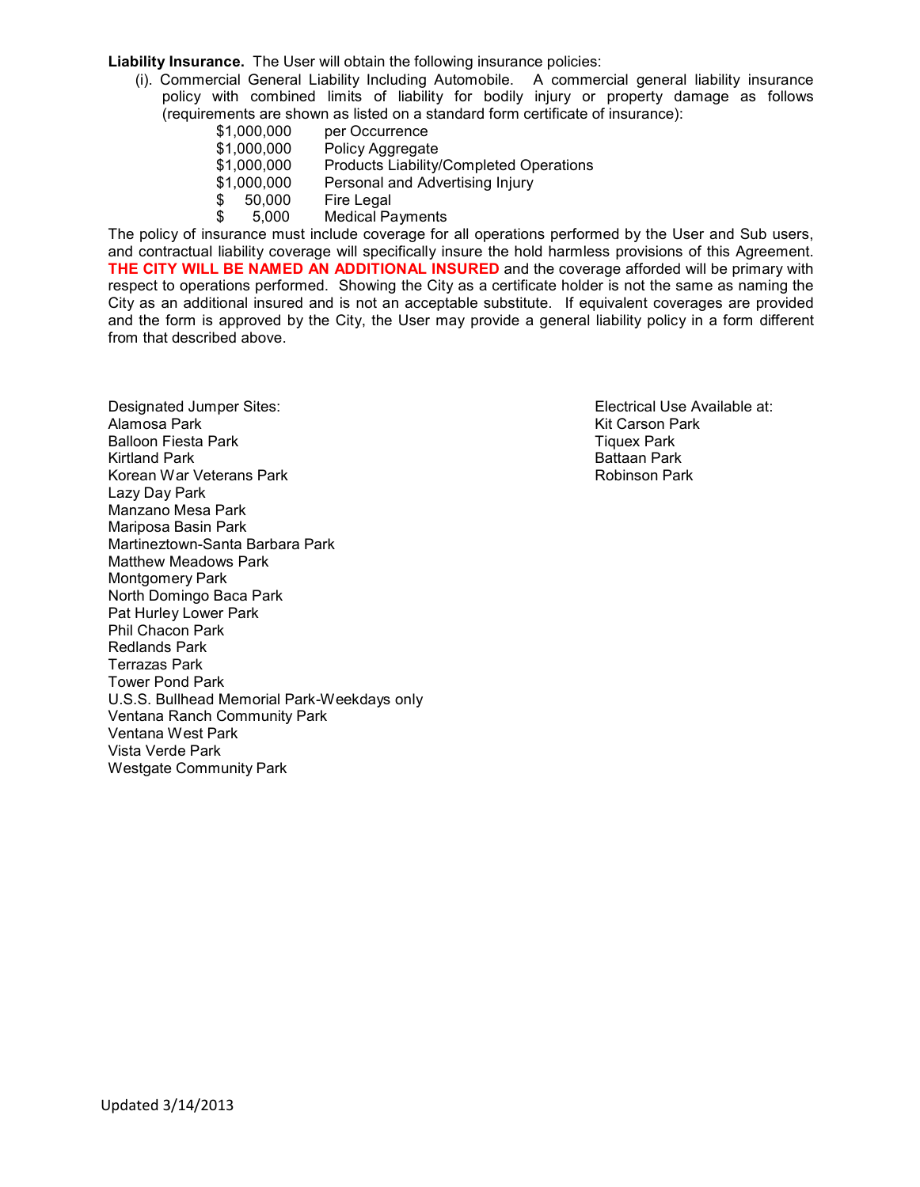**Liability Insurance.** The User will obtain the following insurance policies:

(i). Commercial General Liability Including Automobile. A commercial general liability insurance policy with combined limits of liability for bodily injury or property damage as follows (requirements are shown as listed on a standard form certificate of insurance):

| | |
|---|---|
| $1,000,000 | per Occurrence |
| $1,000,000 | Policy Aggregate |
| $1,000,000 | Products Liability/Completed Operations |
| $1,000,000 | Personal and Advertising Injury |
| $ 50,000 | Fire Legal |
| $ 5,000 | Medical Payments |

The policy of insurance must include coverage for all operations performed by the User and Sub users, and contractual liability coverage will specifically insure the hold harmless provisions of this Agreement. **THE CITY WILL BE NAMED AN ADDITIONAL INSURED** and the coverage afforded will be primary with respect to operations performed. Showing the City as a certificate holder is not the same as naming the City as an additional insured and is not an acceptable substitute. If equivalent coverages are provided and the form is approved by the City, the User may provide a general liability policy in a form different from that described above.

Designated Jumper Sites:
Alamosa Park
Balloon Fiesta Park
Kirtland Park
Korean War Veterans Park
Lazy Day Park
Manzano Mesa Park
Mariposa Basin Park
Martineztown-Santa Barbara Park
Matthew Meadows Park
Montgomery Park
North Domingo Baca Park
Pat Hurley Lower Park
Phil Chacon Park
Redlands Park
Terrazas Park
Tower Pond Park
U.S.S. Bullhead Memorial Park-Weekdays only
Ventana Ranch Community Park
Ventana West Park
Vista Verde Park
Westgate Community Park

Electrical Use Available at:
Kit Carson Park
Tiquex Park
Battaan Park
Robinson Park

Updated 3/14/2013